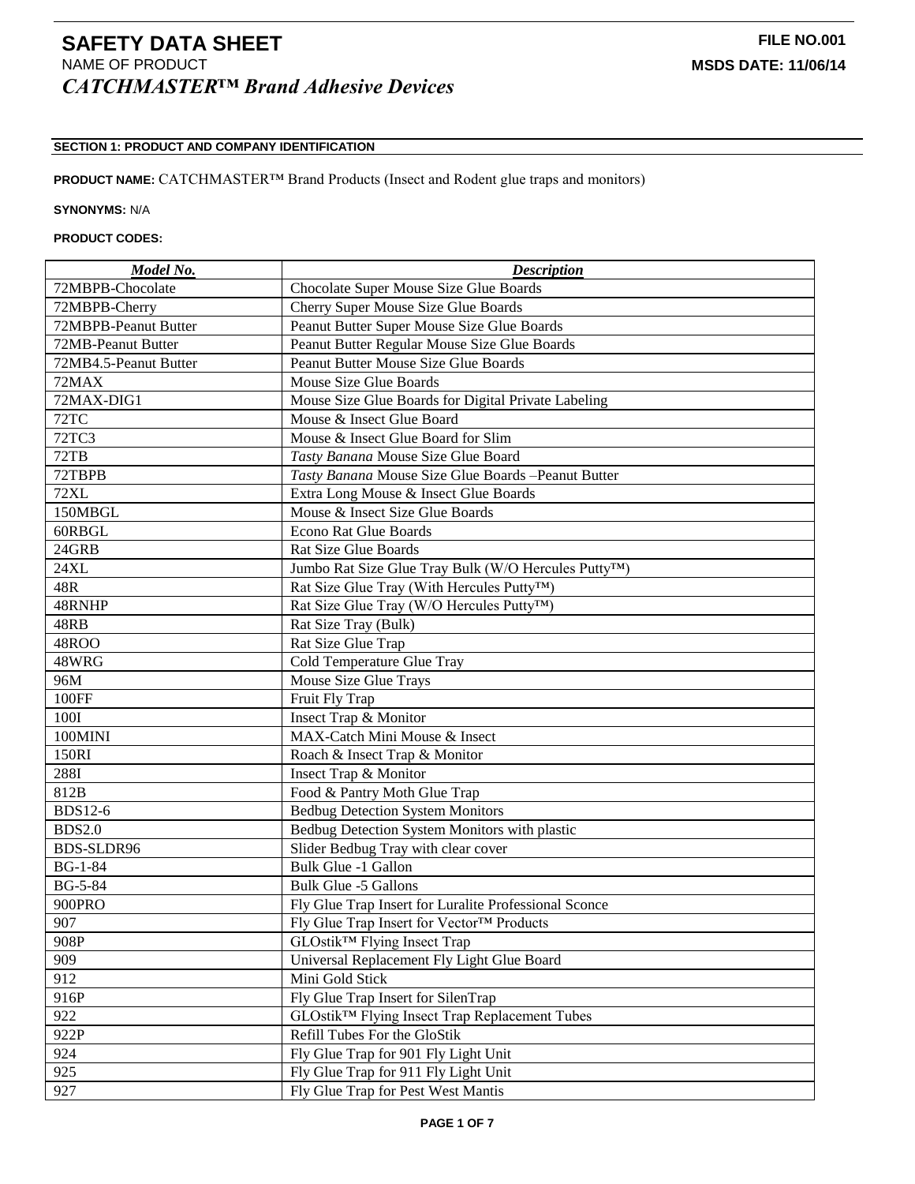# SAFETY DATA SHEET

**FILE NO.001**

NAME OF PRODUCT

**MSDS DATE: 11/06/14**

***CATCHMASTER™ Brand Adhesive Devices***

## SECTION 1: PRODUCT AND COMPANY IDENTIFICATION

**PRODUCT NAME:** CATCHMASTER™ Brand Products (Insect and Rodent glue traps and monitors)

**SYNONYMS:** N/A

**PRODUCT CODES:**

| *Model No.* | *Description* |
|---|---|
| 72MBPB-Chocolate | Chocolate Super Mouse Size Glue Boards |
| 72MBPB-Cherry | Cherry Super Mouse Size Glue Boards |
| 72MBPB-Peanut Butter | Peanut Butter Super Mouse Size Glue Boards |
| 72MB-Peanut Butter | Peanut Butter Regular Mouse Size Glue Boards |
| 72MB4.5-Peanut Butter | Peanut Butter Mouse Size Glue Boards |
| 72MAX | Mouse Size Glue Boards |
| 72MAX-DIG1 | Mouse Size Glue Boards for Digital Private Labeling |
| 72TC | Mouse & Insect Glue Board |
| 72TC3 | Mouse & Insect Glue Board for Slim |
| 72TB | *Tasty Banana* Mouse Size Glue Board |
| 72TBPB | *Tasty Banana* Mouse Size Glue Boards –Peanut Butter |
| 72XL | Extra Long Mouse & Insect Glue Boards |
| 150MBGL | Mouse & Insect Size Glue Boards |
| 60RBGL | Econo Rat Glue Boards |
| 24GRB | Rat Size Glue Boards |
| 24XL | Jumbo Rat Size Glue Tray Bulk (W/O Hercules Putty™) |
| 48R | Rat Size Glue Tray (With Hercules Putty™) |
| 48RNHP | Rat Size Glue Tray (W/O Hercules Putty™) |
| 48RB | Rat Size Tray (Bulk) |
| 48ROO | Rat Size Glue Trap |
| 48WRG | Cold Temperature Glue Tray |
| 96M | Mouse Size Glue Trays |
| 100FF | Fruit Fly Trap |
| 100I | Insect Trap & Monitor |
| 100MINI | MAX-Catch Mini Mouse & Insect |
| 150RI | Roach & Insect Trap & Monitor |
| 288I | Insect Trap & Monitor |
| 812B | Food & Pantry Moth Glue Trap |
| BDS12-6 | Bedbug Detection System Monitors |
| BDS2.0 | Bedbug Detection System Monitors with plastic |
| BDS-SLDR96 | Slider Bedbug Tray with clear cover |
| BG-1-84 | Bulk Glue -1 Gallon |
| BG-5-84 | Bulk Glue -5 Gallons |
| 900PRO | Fly Glue Trap Insert for Luralite Professional Sconce |
| 907 | Fly Glue Trap Insert for Vector™ Products |
| 908P | GLOstik™ Flying Insect Trap |
| 909 | Universal Replacement Fly Light Glue Board |
| 912 | Mini Gold Stick |
| 916P | Fly Glue Trap Insert for SilenTrap |
| 922 | GLOstik™ Flying Insect Trap Replacement Tubes |
| 922P | Refill Tubes For the GloStik |
| 924 | Fly Glue Trap for 901 Fly Light Unit |
| 925 | Fly Glue Trap for 911 Fly Light Unit |
| 927 | Fly Glue Trap for Pest West Mantis |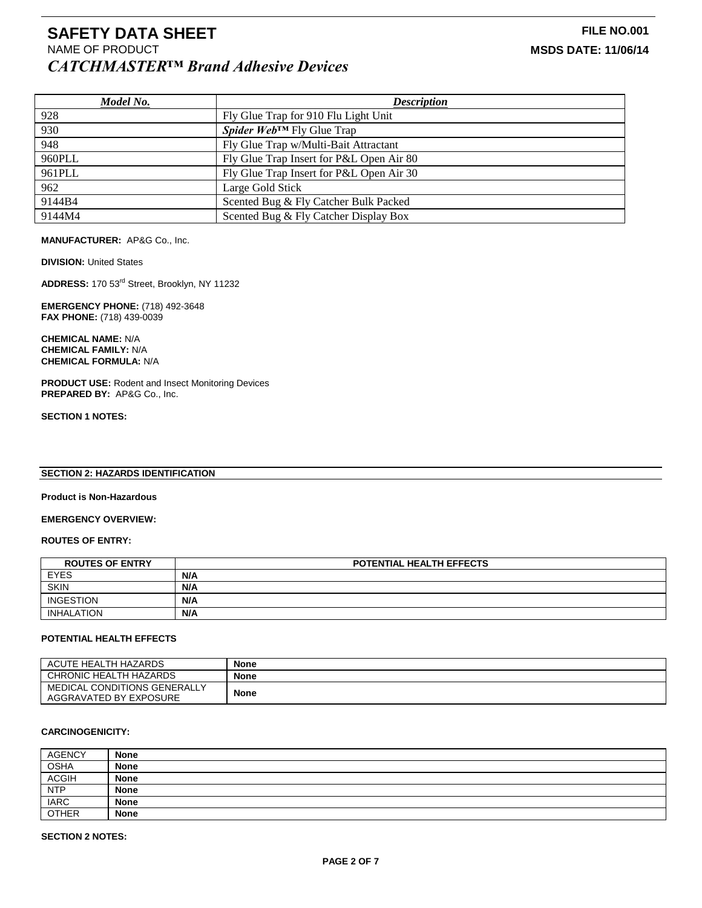# SAFETY DATA SHEET

**FILE NO.001**

NAME OF PRODUCT

**MSDS DATE: 11/06/14**

***CATCHMASTER™ Brand Adhesive Devices***

| *Model No.* | *Description* |
|---|---|
| 928 | Fly Glue Trap for 910 Flu Light Unit |
| 930 | ***Spider Web™*** Fly Glue Trap |
| 948 | Fly Glue Trap w/Multi-Bait Attractant |
| 960PLL | Fly Glue Trap Insert for P&L Open Air 80 |
| 961PLL | Fly Glue Trap Insert for P&L Open Air 30 |
| 962 | Large Gold Stick |
| 9144B4 | Scented Bug & Fly Catcher Bulk Packed |
| 9144M4 | Scented Bug & Fly Catcher Display Box |

**MANUFACTURER:** AP&G Co., Inc.

**DIVISION:** United States

**ADDRESS:** 170 53rd Street, Brooklyn, NY 11232

**EMERGENCY PHONE:** (718) 492-3648
**FAX PHONE:** (718) 439-0039

**CHEMICAL NAME:** N/A
**CHEMICAL FAMILY:** N/A
**CHEMICAL FORMULA:** N/A

**PRODUCT USE:** Rodent and Insect Monitoring Devices
**PREPARED BY:** AP&G Co., Inc.

**SECTION 1 NOTES:**

## SECTION 2: HAZARDS IDENTIFICATION

**Product is Non-Hazardous**

**EMERGENCY OVERVIEW:**

**ROUTES OF ENTRY:**

| ROUTES OF ENTRY | POTENTIAL HEALTH EFFECTS |
|---|---|
| EYES | **N/A** |
| SKIN | **N/A** |
| INGESTION | **N/A** |
| INHALATION | **N/A** |

**POTENTIAL HEALTH EFFECTS**

| | |
|---|---|
| ACUTE HEALTH HAZARDS | **None** |
| CHRONIC HEALTH HAZARDS | **None** |
| MEDICAL CONDITIONS GENERALLY AGGRAVATED BY EXPOSURE | **None** |

**CARCINOGENICITY:**

| | |
|---|---|
| AGENCY | **None** |
| OSHA | **None** |
| ACGIH | **None** |
| NTP | **None** |
| IARC | **None** |
| OTHER | **None** |

**SECTION 2 NOTES:**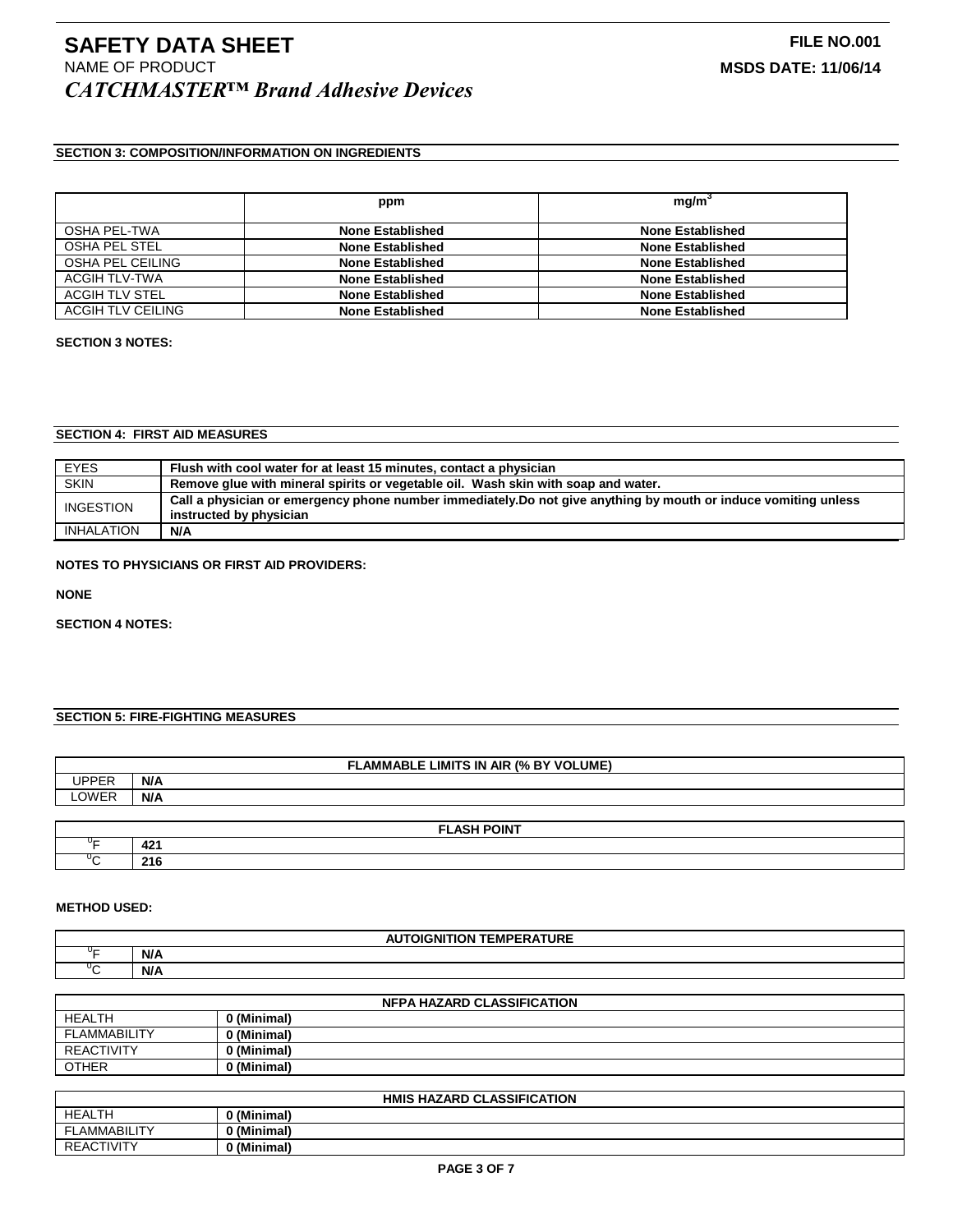# SAFETY DATA SHEET

**FILE NO.001**

NAME OF PRODUCT

**MSDS DATE: 11/06/14**

***CATCHMASTER™ Brand Adhesive Devices***

## SECTION 3: COMPOSITION/INFORMATION ON INGREDIENTS

| | ppm | $mg/m^3$ |
|---|---|---|
| OSHA PEL-TWA | **None Established** | **None Established** |
| OSHA PEL STEL | **None Established** | **None Established** |
| OSHA PEL CEILING | **None Established** | **None Established** |
| ACGIH TLV-TWA | **None Established** | **None Established** |
| ACGIH TLV STEL | **None Established** | **None Established** |
| ACGIH TLV CEILING | **None Established** | **None Established** |

**SECTION 3 NOTES:**

## SECTION 4: FIRST AID MEASURES

| | |
|---|---|
| EYES | **Flush with cool water for at least 15 minutes, contact a physician** |
| SKIN | **Remove glue with mineral spirits or vegetable oil. Wash skin with soap and water.** |
| INGESTION | **Call a physician or emergency phone number immediately.Do not give anything by mouth or induce vomiting unless instructed by physician** |
| INHALATION | **N/A** |

**NOTES TO PHYSICIANS OR FIRST AID PROVIDERS:**

**NONE**

**SECTION 4 NOTES:**

## SECTION 5: FIRE-FIGHTING MEASURES

| FLAMMABLE LIMITS IN AIR (% BY VOLUME) | |
|---|---|
| UPPER | **N/A** |
| LOWER | **N/A** |

| FLASH POINT | |
|---|---|
| °F | **421** |
| °C | **216** |

**METHOD USED:**

| AUTOIGNITION TEMPERATURE | |
|---|---|
| °F | **N/A** |
| °C | **N/A** |

| NFPA HAZARD CLASSIFICATION | |
|---|---|
| HEALTH | **0 (Minimal)** |
| FLAMMABILITY | **0 (Minimal)** |
| REACTIVITY | **0 (Minimal)** |
| OTHER | **0 (Minimal)** |

| HMIS HAZARD CLASSIFICATION | |
|---|---|
| HEALTH | **0 (Minimal)** |
| FLAMMABILITY | **0 (Minimal)** |
| REACTIVITY | **0 (Minimal)** |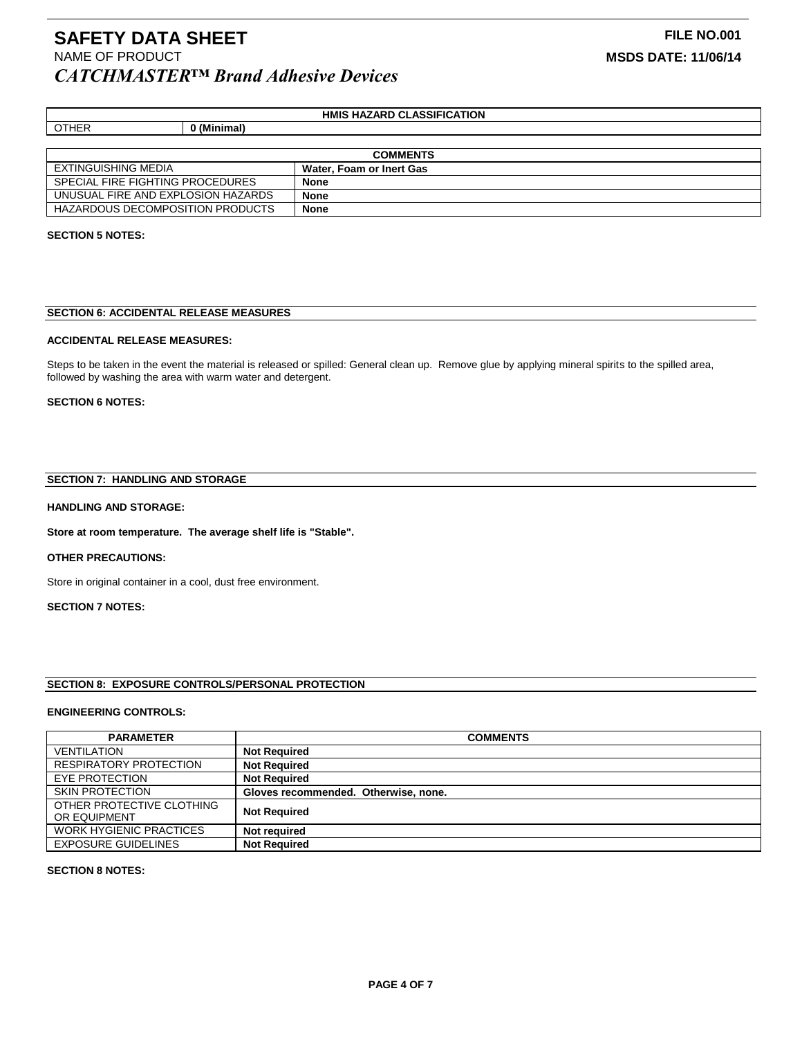| HMIS HAZARD CLASSIFICATION | |
|---|---|
| OTHER | **0 (Minimal)** |

| COMMENTS | |
|---|---|
| EXTINGUISHING MEDIA | **Water, Foam or Inert Gas** |
| SPECIAL FIRE FIGHTING PROCEDURES | **None** |
| UNUSUAL FIRE AND EXPLOSION HAZARDS | **None** |
| HAZARDOUS DECOMPOSITION PRODUCTS | **None** |

**SECTION 5 NOTES:**

## SECTION 6: ACCIDENTAL RELEASE MEASURES

**ACCIDENTAL RELEASE MEASURES:**

Steps to be taken in the event the material is released or spilled: General clean up. Remove glue by applying mineral spirits to the spilled area, followed by washing the area with warm water and detergent.

**SECTION 6 NOTES:**

## SECTION 7: HANDLING AND STORAGE

**HANDLING AND STORAGE:**

**Store at room temperature. The average shelf life is "Stable".**

**OTHER PRECAUTIONS:**

Store in original container in a cool, dust free environment.

**SECTION 7 NOTES:**

## SECTION 8: EXPOSURE CONTROLS/PERSONAL PROTECTION

**ENGINEERING CONTROLS:**

| PARAMETER | COMMENTS |
|---|---|
| VENTILATION | **Not Required** |
| RESPIRATORY PROTECTION | **Not Required** |
| EYE PROTECTION | **Not Required** |
| SKIN PROTECTION | **Gloves recommended. Otherwise, none.** |
| OTHER PROTECTIVE CLOTHING OR EQUIPMENT | **Not Required** |
| WORK HYGIENIC PRACTICES | **Not required** |
| EXPOSURE GUIDELINES | **Not Required** |

**SECTION 8 NOTES:**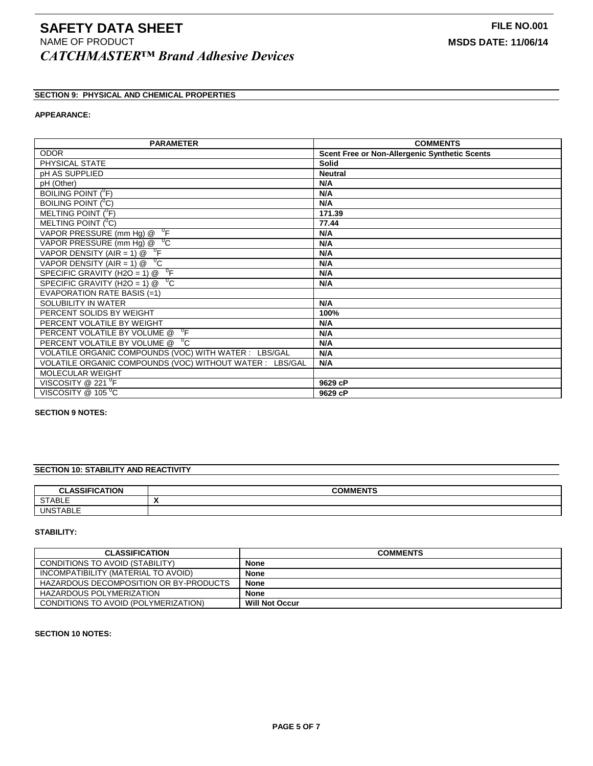# SAFETY DATA SHEET

NAME OF PRODUCT

***CATCHMASTER™ Brand Adhesive Devices***

**FILE NO.001**

**MSDS DATE: 11/06/14**

## SECTION 9: PHYSICAL AND CHEMICAL PROPERTIES

**APPEARANCE:**

| PARAMETER | COMMENTS |
|---|---|
| ODOR | **Scent Free or Non-Allergenic Synthetic Scents** |
| PHYSICAL STATE | **Solid** |
| pH AS SUPPLIED | **Neutral** |
| pH (Other) | **N/A** |
| BOILING POINT ($^0$F) | **N/A** |
| BOILING POINT ($^0$C) | **N/A** |
| MELTING POINT ($^0$F) | **171.39** |
| MELTING POINT ($^0$C) | **77.44** |
| VAPOR PRESSURE (mm Hg) @ $^0$F | **N/A** |
| VAPOR PRESSURE (mm Hg) @ $^0$C | **N/A** |
| VAPOR DENSITY (AIR = 1) @ $^0$F | **N/A** |
| VAPOR DENSITY (AIR = 1) @ $^0$C | **N/A** |
| SPECIFIC GRAVITY (H2O = 1) @ $^0$F | **N/A** |
| SPECIFIC GRAVITY (H2O = 1) @ $^0$C | **N/A** |
| EVAPORATION RATE BASIS (=1) | |
| SOLUBILITY IN WATER | **N/A** |
| PERCENT SOLIDS BY WEIGHT | **100%** |
| PERCENT VOLATILE BY WEIGHT | **N/A** |
| PERCENT VOLATILE BY VOLUME @ $^0$F | **N/A** |
| PERCENT VOLATILE BY VOLUME @ $^0$C | **N/A** |
| VOLATILE ORGANIC COMPOUNDS (VOC) WITH WATER : LBS/GAL | **N/A** |
| VOLATILE ORGANIC COMPOUNDS (VOC) WITHOUT WATER : LBS/GAL | **N/A** |
| MOLECULAR WEIGHT | |
| VISCOSITY @ 221 $^0$F | **9629 cP** |
| VISCOSITY @ 105 $^0$C | **9629 cP** |

**SECTION 9 NOTES:**

## SECTION 10: STABILITY AND REACTIVITY

| CLASSIFICATION | COMMENTS |
|---|---|
| STABLE | **X** |
| UNSTABLE | |

**STABILITY:**

| CLASSIFICATION | COMMENTS |
|---|---|
| CONDITIONS TO AVOID (STABILITY) | **None** |
| INCOMPATIBILITY (MATERIAL TO AVOID) | **None** |
| HAZARDOUS DECOMPOSITION OR BY-PRODUCTS | **None** |
| HAZARDOUS POLYMERIZATION | **None** |
| CONDITIONS TO AVOID (POLYMERIZATION) | **Will Not Occur** |

**SECTION 10 NOTES:**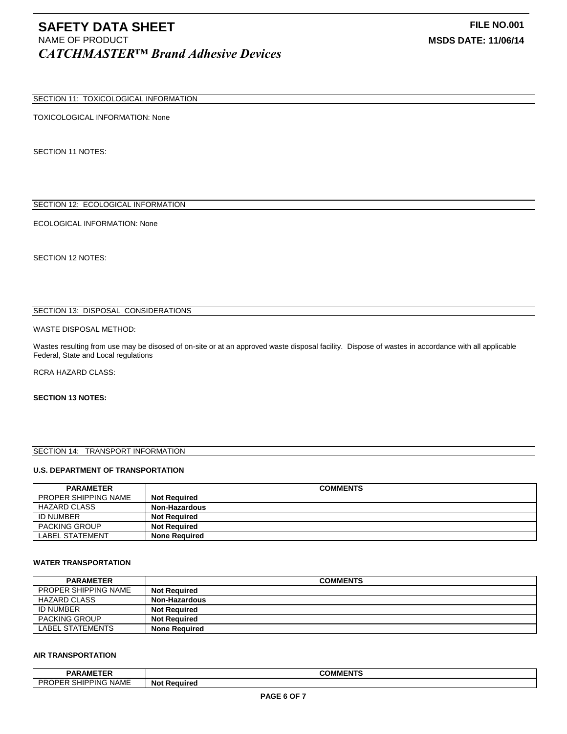SECTION 11: TOXICOLOGICAL INFORMATION

TOXICOLOGICAL INFORMATION: None

SECTION 11 NOTES:

SECTION 12: ECOLOGICAL INFORMATION

ECOLOGICAL INFORMATION: None

SECTION 12 NOTES:

SECTION 13: DISPOSAL CONSIDERATIONS

WASTE DISPOSAL METHOD:

Wastes resulting from use may be disosed of on-site or at an approved waste disposal facility. Dispose of wastes in accordance with all applicable Federal, State and Local regulations

RCRA HAZARD CLASS:

**SECTION 13 NOTES:**

SECTION 14: TRANSPORT INFORMATION

**U.S. DEPARTMENT OF TRANSPORTATION**

| PARAMETER | COMMENTS |
|---|---|
| PROPER SHIPPING NAME | **Not Required** |
| HAZARD CLASS | **Non-Hazardous** |
| ID NUMBER | **Not Required** |
| PACKING GROUP | **Not Required** |
| LABEL STATEMENT | **None Required** |

**WATER TRANSPORTATION**

| PARAMETER | COMMENTS |
|---|---|
| PROPER SHIPPING NAME | **Not Required** |
| HAZARD CLASS | **Non-Hazardous** |
| ID NUMBER | **Not Required** |
| PACKING GROUP | **Not Required** |
| LABEL STATEMENTS | **None Required** |

**AIR TRANSPORTATION**

| PARAMETER | COMMENTS |
|---|---|
| PROPER SHIPPING NAME | **Not Required** |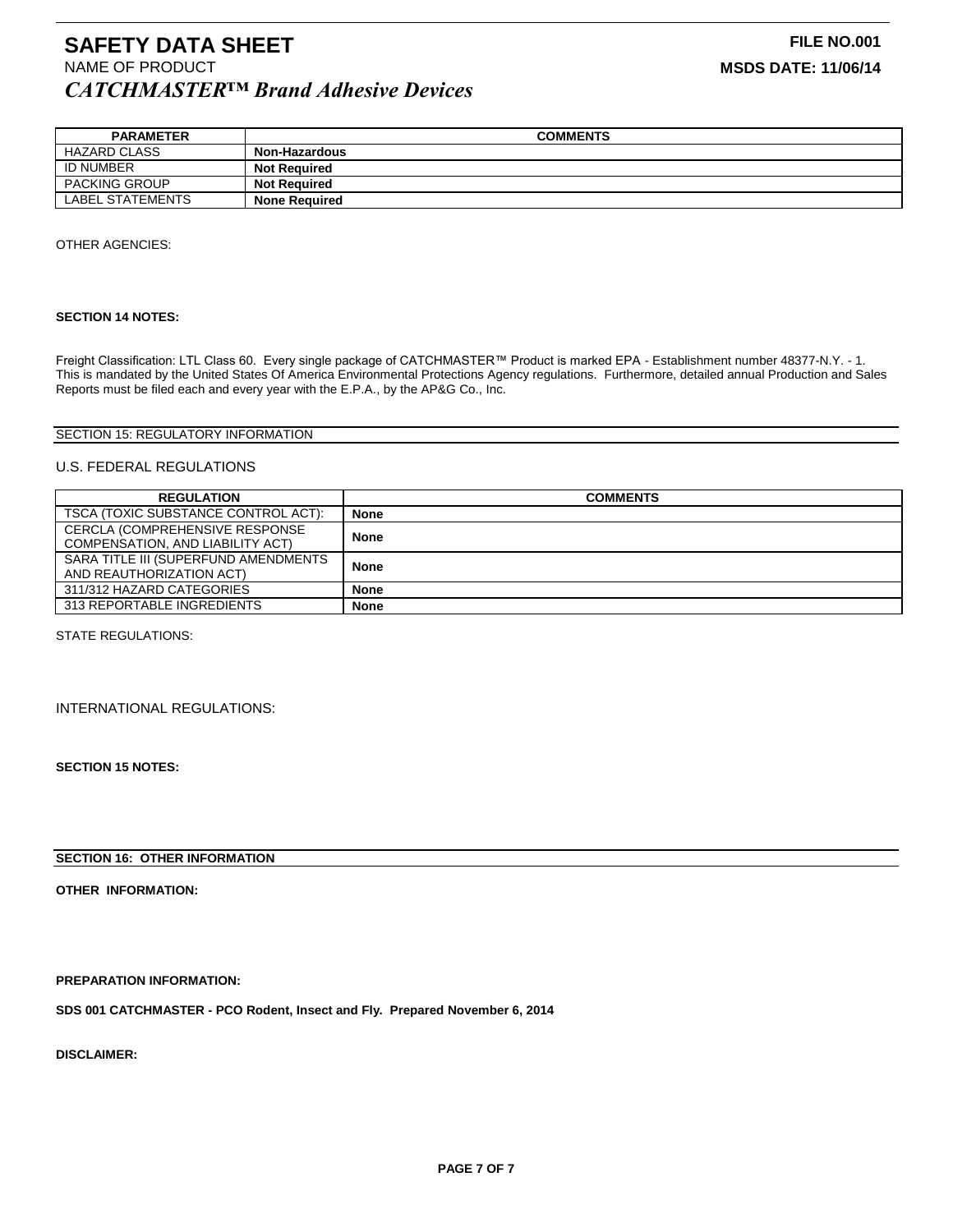# SAFETY DATA SHEET

**FILE NO.001**

NAME OF PRODUCT

**MSDS DATE: 11/06/14**

***CATCHMASTER™ Brand Adhesive Devices***

| PARAMETER | COMMENTS |
|---|---|
| HAZARD CLASS | **Non-Hazardous** |
| ID NUMBER | **Not Required** |
| PACKING GROUP | **Not Required** |
| LABEL STATEMENTS | **None Required** |

OTHER AGENCIES:

**SECTION 14 NOTES:**

Freight Classification: LTL Class 60. Every single package of CATCHMASTER™ Product is marked EPA - Establishment number 48377-N.Y. - 1. This is mandated by the United States Of America Environmental Protections Agency regulations. Furthermore, detailed annual Production and Sales Reports must be filed each and every year with the E.P.A., by the AP&G Co., Inc.

## SECTION 15: REGULATORY INFORMATION

### U.S. FEDERAL REGULATIONS

| REGULATION | COMMENTS |
|---|---|
| TSCA (TOXIC SUBSTANCE CONTROL ACT): | **None** |
| CERCLA (COMPREHENSIVE RESPONSE COMPENSATION, AND LIABILITY ACT) | **None** |
| SARA TITLE III (SUPERFUND AMENDMENTS AND REAUTHORIZATION ACT) | **None** |
| 311/312 HAZARD CATEGORIES | **None** |
| 313 REPORTABLE INGREDIENTS | **None** |

STATE REGULATIONS:

INTERNATIONAL REGULATIONS:

**SECTION 15 NOTES:**

## SECTION 16: OTHER INFORMATION

**OTHER INFORMATION:**

**PREPARATION INFORMATION:**

**SDS 001 CATCHMASTER - PCO Rodent, Insect and Fly. Prepared November 6, 2014**

**DISCLAIMER:**